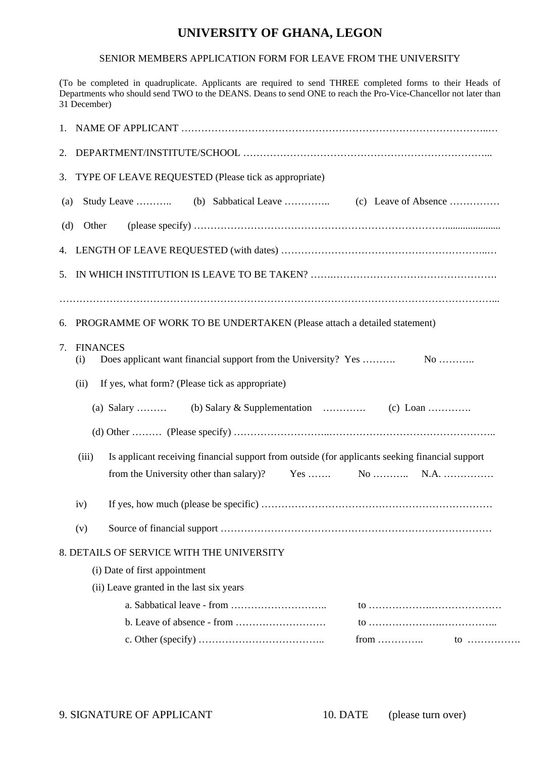# UNIVERSITY OF GHANA, LEGON

SENIOR MEMBERS APPLICATION FORM FOR LEAVE FROM THE UNIVERSITY

(To be completed in quadruplicate. Applicants are required to send THREE completed forms to their Heads of Departments who should send TWO to the DEANS. Deans to send ONE to reach the Pro-Vice-Chancellor not later than 31 December)

1. NAME OF APPLICANT ……………………………………………………………………………..…

2. DEPARTMENT/INSTITUTE/SCHOOL ………………………………………………………………...

3. TYPE OF LEAVE REQUESTED (Please tick as appropriate)

(a) Study Leave ……….. (b) Sabbatical Leave ………….. (c) Leave of Absence ……………

(d) Other (please specify) ……………………………………………………………......................

4. LENGTH OF LEAVE REQUESTED (with dates) ……………………………………………………..…

5. IN WHICH INSTITUTION IS LEAVE TO BE TAKEN? …….………………………………………….

…….………………………………………………………………………………………………………...

6. PROGRAMME OF WORK TO BE UNDERTAKEN (Please attach a detailed statement)

7. FINANCES
   (i) Does applicant want financial support from the University? Yes ………. No ………..

   (ii) If yes, what form? (Please tick as appropriate)

   (a) Salary ……… (b) Salary & Supplementation …………. (c) Loan ………….

   (d) Other ……… (Please specify) ………………………..…………………………………………..

   (iii) Is applicant receiving financial support from outside (for applicants seeking financial support from the University other than salary)? Yes ……. No ……….. N.A. ……………

   iv) If yes, how much (please be specific) …………………………………………………………

   (v) Source of financial support ………………………………………………………………………

8. DETAILS OF SERVICE WITH THE UNIVERSITY

   (i) Date of first appointment

   (ii) Leave granted in the last six years

   a. Sabbatical leave - from ……………………….. to …………………..………………

   b. Leave of absence - from ……………………… to ……………………..…………...

   c. Other (specify) ……………………………….. from ………….. to …………….

9. SIGNATURE OF APPLICANT

10. DATE

(please turn over)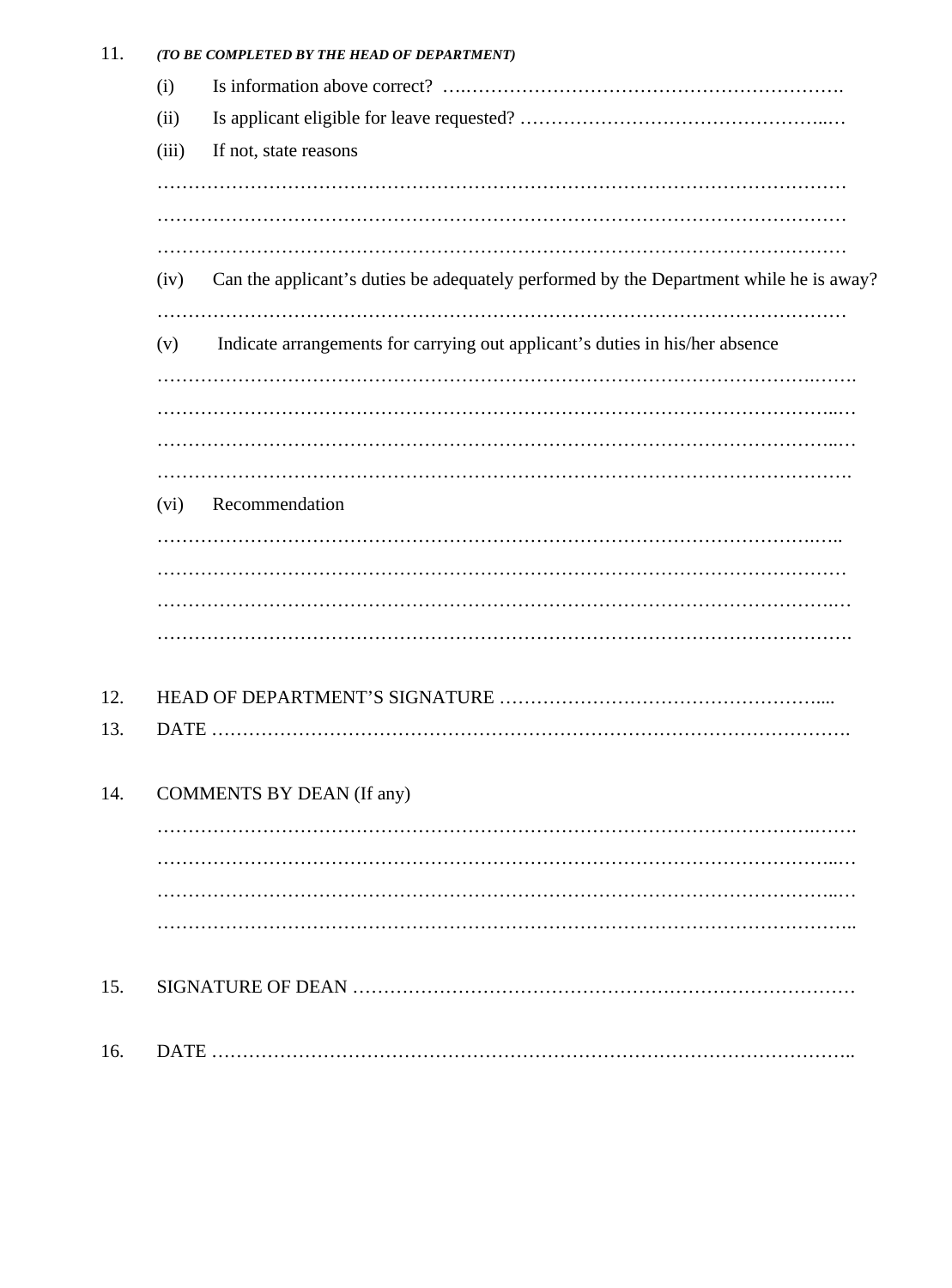11. ***(TO BE COMPLETED BY THE HEAD OF DEPARTMENT)***

    (i) Is information above correct? ….…………………………………………………….

    (ii) Is applicant eligible for leave requested? ……………………………………………..…

    (iii) If not, state reasons

    ………………………………………………………………………………………………
    ………………………………………………………………………………………………
    ………………………………………………………………………………………………

    (iv) Can the applicant's duties be adequately performed by the Department while he is away?

    ………………………………………………………………………………………………

    (v) Indicate arrangements for carrying out applicant's duties in his/her absence

    ……….……………………….………………………………….…………………….…….….
    ……………………………………………………………………………………………...…
    ……………………………………………………………………………………………...…
    ……….……………………….………………………………….…………………….……….

    (vi) Recommendation

    …………………………………………………………………………………………….…..
    ………………………………………………………………………………………………
    ……………………………………………………………………………………………..…
    ……….……………………….………………………………….……………………………….

12. HEAD OF DEPARTMENT'S SIGNATURE ……………………………………………....

13. DATE ……………………………………………………………………………………….

14. COMMENTS BY DEAN (If any)

    ……….……………………….………………………………….…………………….…….….
    ……………………………………………………………………………………………...…
    ……………………………………………………………………………………………...…
    ……….……………………….………………………………….……………………………..

15. SIGNATURE OF DEAN ……………………………………………………………………

16. DATE ………………………………………………………………………………………..